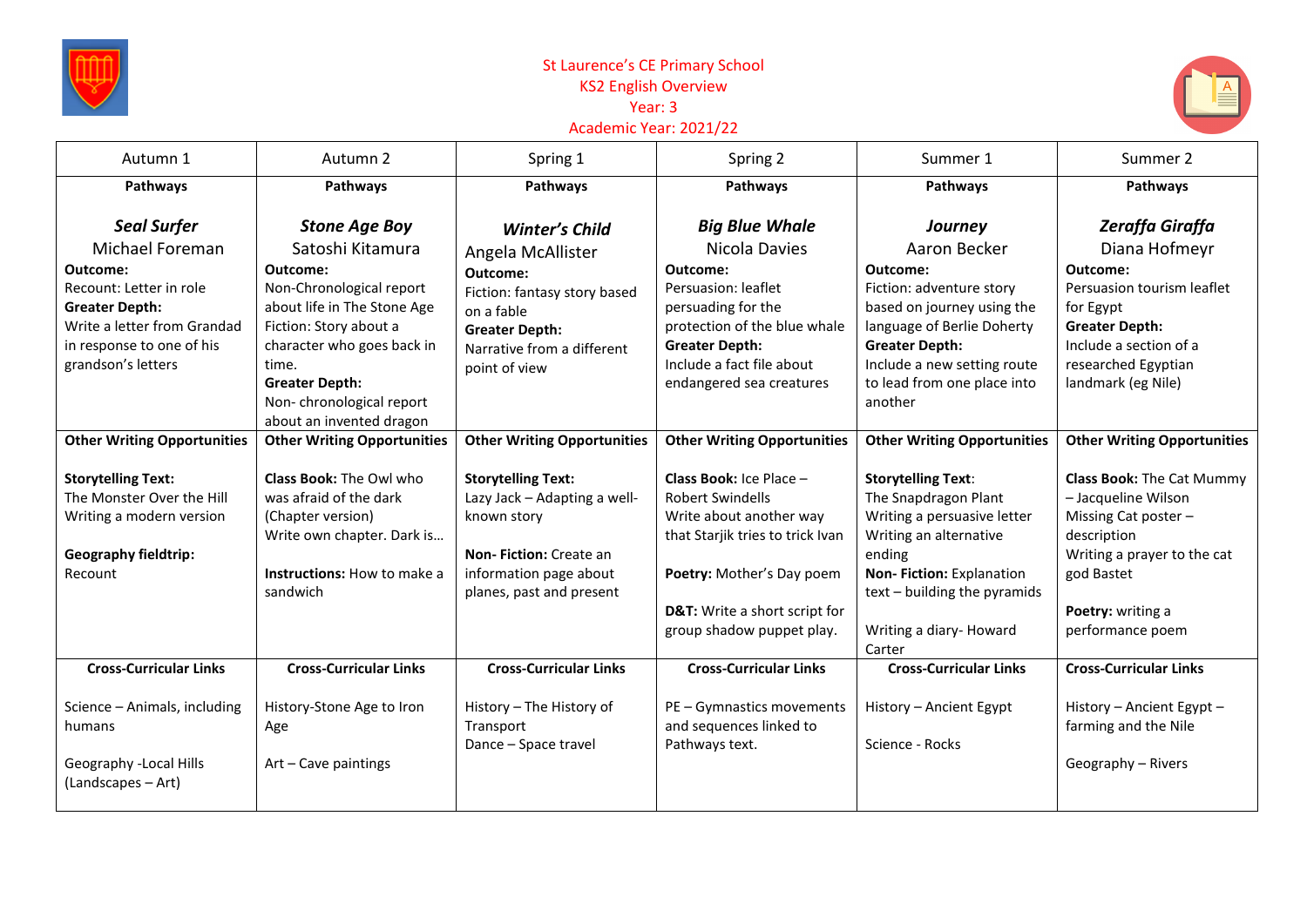# St Laurence's CE Primary School
## KS2 English Overview
### Year: 3
### Academic Year: 2021/22

| Autumn 1 | Autumn 2 | Spring 1 | Spring 2 | Summer 1 | Summer 2 |
|---|---|---|---|---|---|
| **Pathways**<br><br>***Seal Surfer***<br>Michael Foreman<br>**Outcome:**<br>Recount: Letter in role<br>**Greater Depth:**<br>Write a letter from Grandad in response to one of his grandson's letters | **Pathways**<br><br>***Stone Age Boy***<br>Satoshi Kitamura<br>**Outcome:**<br>Non-Chronological report about life in The Stone Age<br>Fiction: Story about a character who goes back in time.<br>**Greater Depth:**<br>Non- chronological report about an invented dragon | **Pathways**<br><br>***Winter's Child***<br>Angela McAllister<br>**Outcome:**<br>Fiction: fantasy story based on a fable<br>**Greater Depth:**<br>Narrative from a different point of view | **Pathways**<br><br>***Big Blue Whale***<br>Nicola Davies<br>**Outcome:**<br>Persuasion: leaflet persuading for the protection of the blue whale<br>**Greater Depth:**<br>Include a fact file about endangered sea creatures | **Pathways**<br><br>***Journey***<br>Aaron Becker<br>**Outcome:**<br>Fiction: adventure story based on journey using the language of Berlie Doherty<br>**Greater Depth:**<br>Include a new setting route to lead from one place into another | **Pathways**<br><br>***Zeraffa Giraffa***<br>Diana Hofmeyr<br>**Outcome:**<br>Persuasion tourism leaflet for Egypt<br>**Greater Depth:**<br>Include a section of a researched Egyptian landmark (eg Nile) |
| **Other Writing Opportunities**<br><br>**Storytelling Text:**<br>The Monster Over the Hill<br>Writing a modern version<br><br>**Geography fieldtrip:**<br>Recount | **Other Writing Opportunities**<br><br>**Class Book:** The Owl who was afraid of the dark (Chapter version)<br>Write own chapter. Dark is…<br><br>**Instructions:** How to make a sandwich | **Other Writing Opportunities**<br><br>**Storytelling Text:**<br>Lazy Jack – Adapting a well-known story<br><br>**Non- Fiction:** Create an information page about planes, past and present | **Other Writing Opportunities**<br><br>**Class Book:** Ice Place – Robert Swindells<br>Write about another way that Starjik tries to trick Ivan<br><br>**Poetry:** Mother's Day poem<br><br>**D&T:** Write a short script for group shadow puppet play. | **Other Writing Opportunities**<br><br>**Storytelling Text**:<br>The Snapdragon Plant<br>Writing a persuasive letter<br>Writing an alternative ending<br>**Non- Fiction:** Explanation text – building the pyramids<br><br>Writing a diary- Howard Carter | **Other Writing Opportunities**<br><br>**Class Book:** The Cat Mummy – Jacqueline Wilson<br>Missing Cat poster – description<br>Writing a prayer to the cat god Bastet<br><br>**Poetry:** writing a performance poem |
| **Cross-Curricular Links**<br><br>Science – Animals, including humans<br><br>Geography -Local Hills (Landscapes – Art) | **Cross-Curricular Links**<br><br>History-Stone Age to Iron Age<br><br>Art – Cave paintings | **Cross-Curricular Links**<br><br>History – The History of Transport<br>Dance – Space travel | **Cross-Curricular Links**<br><br>PE – Gymnastics movements and sequences linked to Pathways text. | **Cross-Curricular Links**<br><br>History – Ancient Egypt<br><br>Science - Rocks | **Cross-Curricular Links**<br><br>History – Ancient Egypt – farming and the Nile<br><br>Geography – Rivers |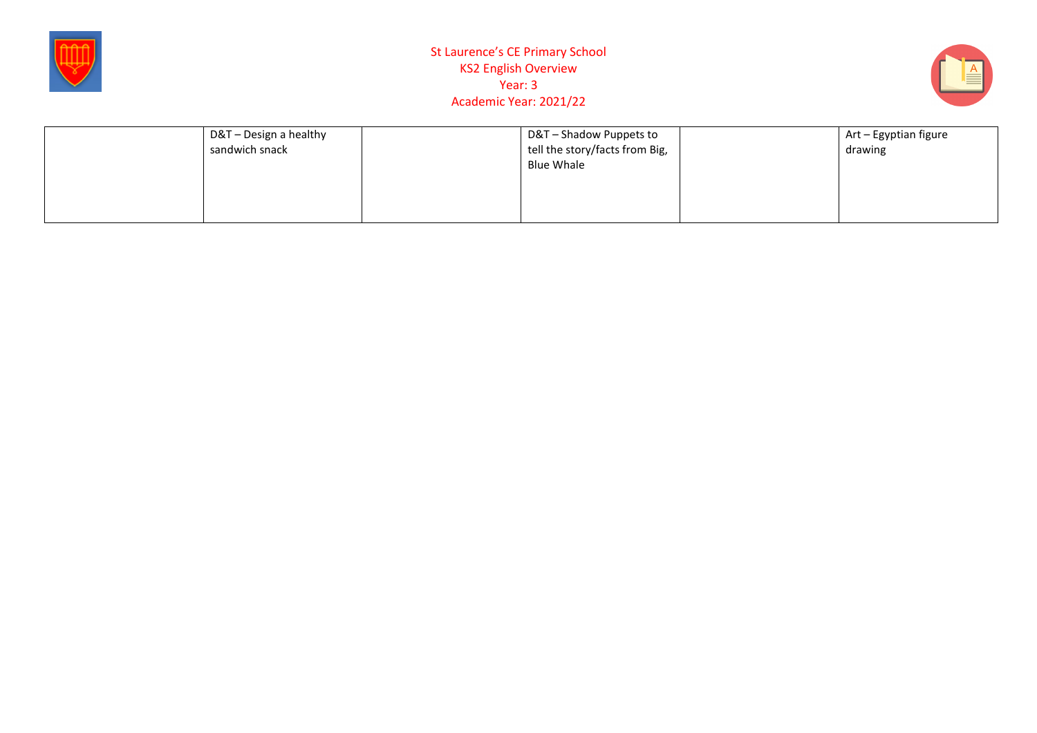St Laurence's CE Primary School
KS2 English Overview
Year: 3
Academic Year: 2021/22

| | | | | | |
|---|---|---|---|---|---|
| | D&T – Design a healthy sandwich snack | | D&T – Shadow Puppets to tell the story/facts from Big, Blue Whale | | Art – Egyptian figure drawing |